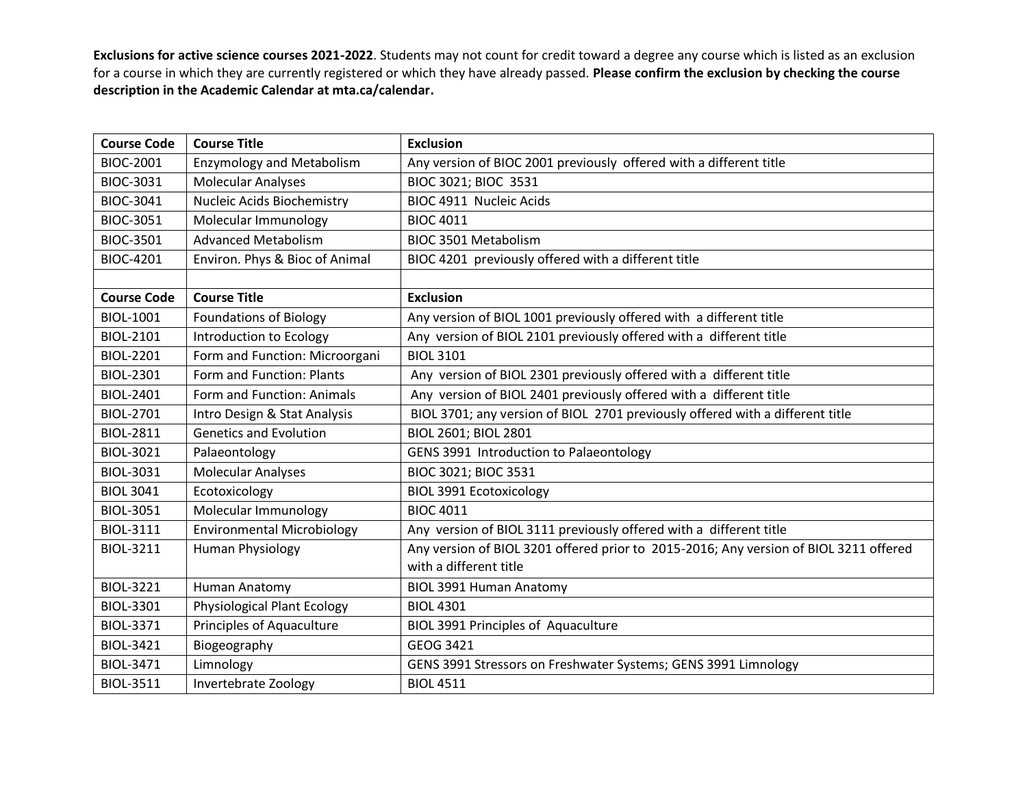**Exclusions for active science courses 2021-2022**. Students may not count for credit toward a degree any course which is listed as an exclusion for a course in which they are currently registered or which they have already passed. **Please confirm the exclusion by checking the course description in the Academic Calendar at mta.ca/calendar.**

| **Course Code** | **Course Title** | **Exclusion** |
|---|---|---|
| BIOC-2001 | Enzymology and Metabolism | Any version of BIOC 2001 previously offered with a different title |
| BIOC-3031 | Molecular Analyses | BIOC 3021; BIOC 3531 |
| BIOC-3041 | Nucleic Acids Biochemistry | BIOC 4911 Nucleic Acids |
| BIOC-3051 | Molecular Immunology | BIOC 4011 |
| BIOC-3501 | Advanced Metabolism | BIOC 3501 Metabolism |
| BIOC-4201 | Environ. Phys & Bioc of Animal | BIOC 4201 previously offered with a different title |
| | | |
| **Course Code** | **Course Title** | **Exclusion** |
| BIOL-1001 | Foundations of Biology | Any version of BIOL 1001 previously offered with a different title |
| BIOL-2101 | Introduction to Ecology | Any version of BIOL 2101 previously offered with a different title |
| BIOL-2201 | Form and Function: Microorgani | BIOL 3101 |
| BIOL-2301 | Form and Function: Plants | Any version of BIOL 2301 previously offered with a different title |
| BIOL-2401 | Form and Function: Animals | Any version of BIOL 2401 previously offered with a different title |
| BIOL-2701 | Intro Design & Stat Analysis | BIOL 3701; any version of BIOL 2701 previously offered with a different title |
| BIOL-2811 | Genetics and Evolution | BIOL 2601; BIOL 2801 |
| BIOL-3021 | Palaeontology | GENS 3991 Introduction to Palaeontology |
| BIOL-3031 | Molecular Analyses | BIOC 3021; BIOC 3531 |
| BIOL 3041 | Ecotoxicology | BIOL 3991 Ecotoxicology |
| BIOL-3051 | Molecular Immunology | BIOC 4011 |
| BIOL-3111 | Environmental Microbiology | Any version of BIOL 3111 previously offered with a different title |
| BIOL-3211 | Human Physiology | Any version of BIOL 3201 offered prior to 2015-2016; Any version of BIOL 3211 offered with a different title |
| BIOL-3221 | Human Anatomy | BIOL 3991 Human Anatomy |
| BIOL-3301 | Physiological Plant Ecology | BIOL 4301 |
| BIOL-3371 | Principles of Aquaculture | BIOL 3991 Principles of Aquaculture |
| BIOL-3421 | Biogeography | GEOG 3421 |
| BIOL-3471 | Limnology | GENS 3991 Stressors on Freshwater Systems; GENS 3991 Limnology |
| BIOL-3511 | Invertebrate Zoology | BIOL 4511 |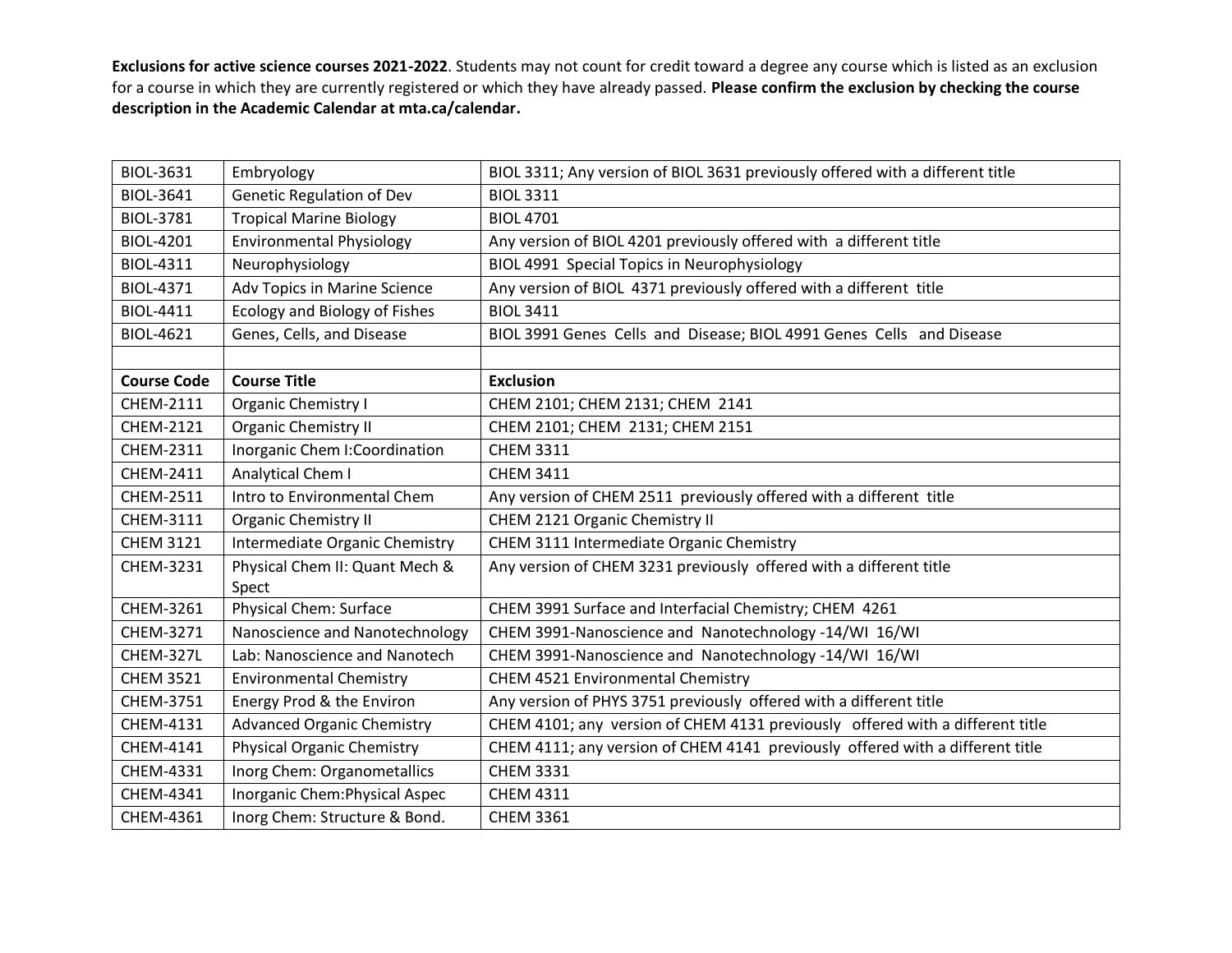**Exclusions for active science courses 2021-2022**. Students may not count for credit toward a degree any course which is listed as an exclusion for a course in which they are currently registered or which they have already passed. **Please confirm the exclusion by checking the course description in the Academic Calendar at mta.ca/calendar.**

| | | |
|---|---|---|
| BIOL-3631 | Embryology | BIOL 3311; Any version of BIOL 3631 previously offered with a different title |
| BIOL-3641 | Genetic Regulation of Dev | BIOL 3311 |
| BIOL-3781 | Tropical Marine Biology | BIOL 4701 |
| BIOL-4201 | Environmental Physiology | Any version of BIOL 4201 previously offered with a different title |
| BIOL-4311 | Neurophysiology | BIOL 4991 Special Topics in Neurophysiology |
| BIOL-4371 | Adv Topics in Marine Science | Any version of BIOL 4371 previously offered with a different title |
| BIOL-4411 | Ecology and Biology of Fishes | BIOL 3411 |
| BIOL-4621 | Genes, Cells, and Disease | BIOL 3991 Genes Cells and Disease; BIOL 4991 Genes Cells and Disease |
| | | |
| **Course Code** | **Course Title** | **Exclusion** |
| CHEM-2111 | Organic Chemistry I | CHEM 2101; CHEM 2131; CHEM 2141 |
| CHEM-2121 | Organic Chemistry II | CHEM 2101; CHEM 2131; CHEM 2151 |
| CHEM-2311 | Inorganic Chem I:Coordination | CHEM 3311 |
| CHEM-2411 | Analytical Chem I | CHEM 3411 |
| CHEM-2511 | Intro to Environmental Chem | Any version of CHEM 2511 previously offered with a different title |
| CHEM-3111 | Organic Chemistry II | CHEM 2121 Organic Chemistry II |
| CHEM 3121 | Intermediate Organic Chemistry | CHEM 3111 Intermediate Organic Chemistry |
| CHEM-3231 | Physical Chem II: Quant Mech & Spect | Any version of CHEM 3231 previously offered with a different title |
| CHEM-3261 | Physical Chem: Surface | CHEM 3991 Surface and Interfacial Chemistry; CHEM 4261 |
| CHEM-3271 | Nanoscience and Nanotechnology | CHEM 3991-Nanoscience and Nanotechnology -14/WI 16/WI |
| CHEM-327L | Lab: Nanoscience and Nanotech | CHEM 3991-Nanoscience and Nanotechnology -14/WI 16/WI |
| CHEM 3521 | Environmental Chemistry | CHEM 4521 Environmental Chemistry |
| CHEM-3751 | Energy Prod & the Environ | Any version of PHYS 3751 previously offered with a different title |
| CHEM-4131 | Advanced Organic Chemistry | CHEM 4101; any version of CHEM 4131 previously offered with a different title |
| CHEM-4141 | Physical Organic Chemistry | CHEM 4111; any version of CHEM 4141 previously offered with a different title |
| CHEM-4331 | Inorg Chem: Organometallics | CHEM 3331 |
| CHEM-4341 | Inorganic Chem:Physical Aspec | CHEM 4311 |
| CHEM-4361 | Inorg Chem: Structure & Bond. | CHEM 3361 |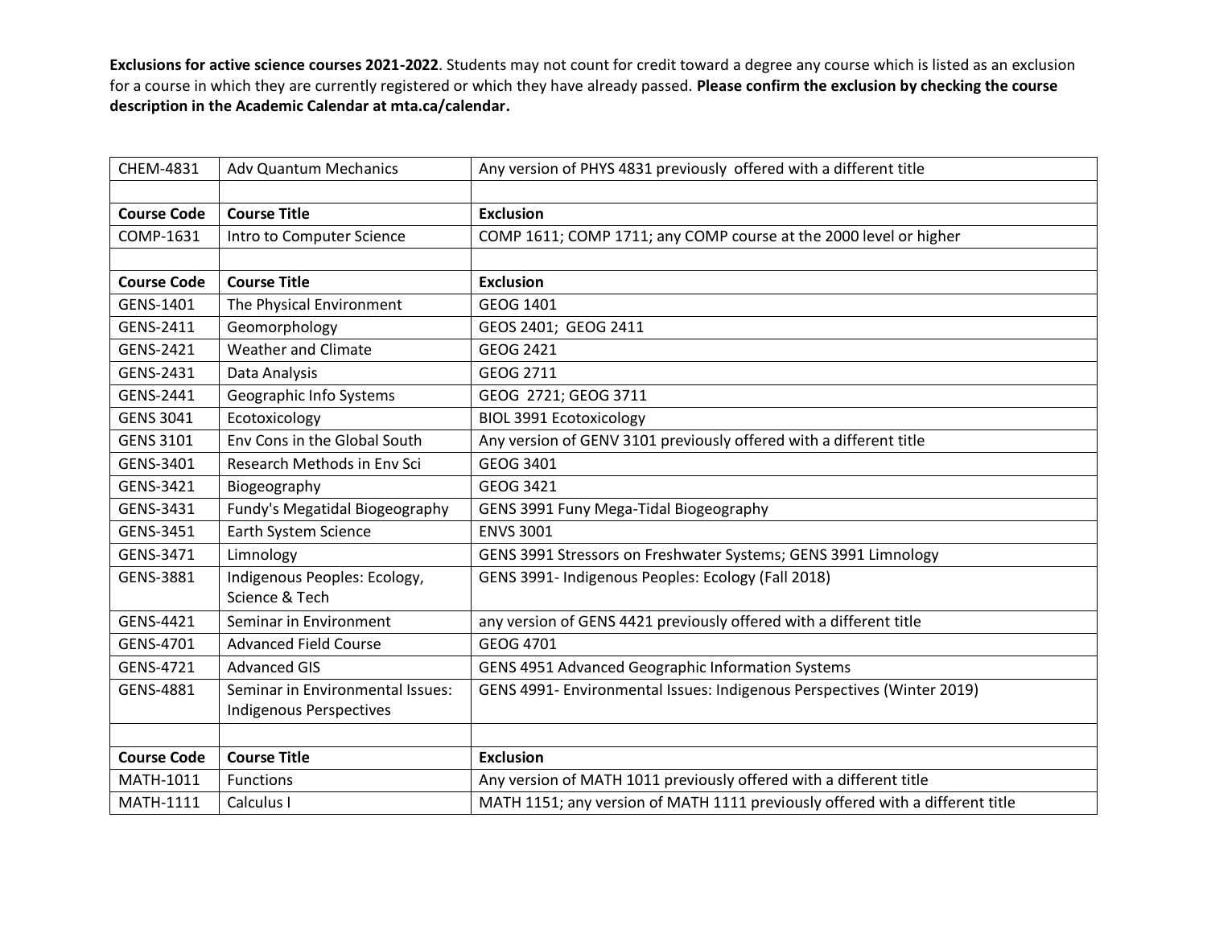**Exclusions for active science courses 2021-2022**. Students may not count for credit toward a degree any course which is listed as an exclusion for a course in which they are currently registered or which they have already passed. **Please confirm the exclusion by checking the course description in the Academic Calendar at mta.ca/calendar.**

| | | |
|---|---|---|
| CHEM-4831 | Adv Quantum Mechanics | Any version of PHYS 4831 previously offered with a different title |
| | | |
| **Course Code** | **Course Title** | **Exclusion** |
| COMP-1631 | Intro to Computer Science | COMP 1611; COMP 1711; any COMP course at the 2000 level or higher |
| | | |
| **Course Code** | **Course Title** | **Exclusion** |
| GENS-1401 | The Physical Environment | GEOG 1401 |
| GENS-2411 | Geomorphology | GEOS 2401; GEOG 2411 |
| GENS-2421 | Weather and Climate | GEOG 2421 |
| GENS-2431 | Data Analysis | GEOG 2711 |
| GENS-2441 | Geographic Info Systems | GEOG 2721; GEOG 3711 |
| GENS 3041 | Ecotoxicology | BIOL 3991 Ecotoxicology |
| GENS 3101 | Env Cons in the Global South | Any version of GENV 3101 previously offered with a different title |
| GENS-3401 | Research Methods in Env Sci | GEOG 3401 |
| GENS-3421 | Biogeography | GEOG 3421 |
| GENS-3431 | Fundy's Megatidal Biogeography | GENS 3991 Funy Mega-Tidal Biogeography |
| GENS-3451 | Earth System Science | ENVS 3001 |
| GENS-3471 | Limnology | GENS 3991 Stressors on Freshwater Systems; GENS 3991 Limnology |
| GENS-3881 | Indigenous Peoples: Ecology, Science & Tech | GENS 3991- Indigenous Peoples: Ecology (Fall 2018) |
| GENS-4421 | Seminar in Environment | any version of GENS 4421 previously offered with a different title |
| GENS-4701 | Advanced Field Course | GEOG 4701 |
| GENS-4721 | Advanced GIS | GENS 4951 Advanced Geographic Information Systems |
| GENS-4881 | Seminar in Environmental Issues: Indigenous Perspectives | GENS 4991- Environmental Issues: Indigenous Perspectives (Winter 2019) |
| | | |
| **Course Code** | **Course Title** | **Exclusion** |
| MATH-1011 | Functions | Any version of MATH 1011 previously offered with a different title |
| MATH-1111 | Calculus I | MATH 1151; any version of MATH 1111 previously offered with a different title |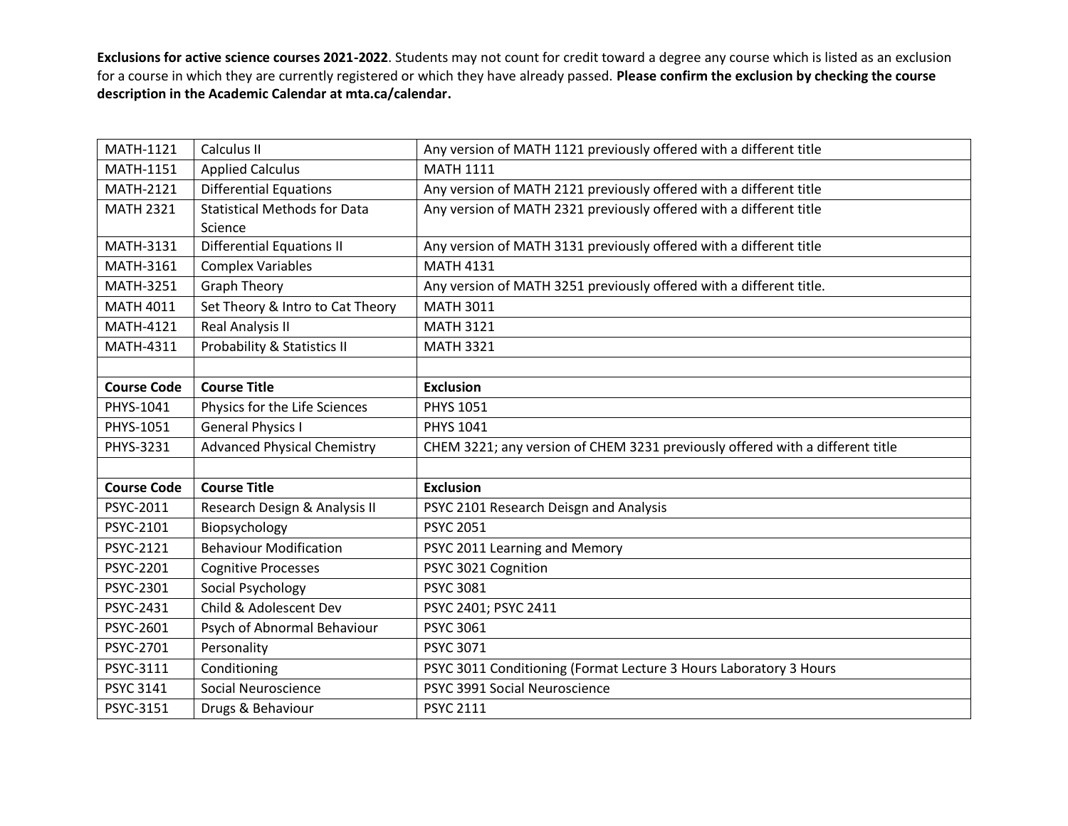**Exclusions for active science courses 2021-2022**. Students may not count for credit toward a degree any course which is listed as an exclusion for a course in which they are currently registered or which they have already passed. **Please confirm the exclusion by checking the course description in the Academic Calendar at mta.ca/calendar.**

| | | |
|---|---|---|
| MATH-1121 | Calculus II | Any version of MATH 1121 previously offered with a different title |
| MATH-1151 | Applied Calculus | MATH 1111 |
| MATH-2121 | Differential Equations | Any version of MATH 2121 previously offered with a different title |
| MATH 2321 | Statistical Methods for Data Science | Any version of MATH 2321 previously offered with a different title |
| MATH-3131 | Differential Equations II | Any version of MATH 3131 previously offered with a different title |
| MATH-3161 | Complex Variables | MATH 4131 |
| MATH-3251 | Graph Theory | Any version of MATH 3251 previously offered with a different title. |
| MATH 4011 | Set Theory & Intro to Cat Theory | MATH 3011 |
| MATH-4121 | Real Analysis II | MATH 3121 |
| MATH-4311 | Probability & Statistics II | MATH 3321 |
| | | |
| **Course Code** | **Course Title** | **Exclusion** |
| PHYS-1041 | Physics for the Life Sciences | PHYS 1051 |
| PHYS-1051 | General Physics I | PHYS 1041 |
| PHYS-3231 | Advanced Physical Chemistry | CHEM 3221; any version of CHEM 3231 previously offered with a different title |
| | | |
| **Course Code** | **Course Title** | **Exclusion** |
| PSYC-2011 | Research Design & Analysis II | PSYC 2101 Research Deisgn and Analysis |
| PSYC-2101 | Biopsychology | PSYC 2051 |
| PSYC-2121 | Behaviour Modification | PSYC 2011 Learning and Memory |
| PSYC-2201 | Cognitive Processes | PSYC 3021 Cognition |
| PSYC-2301 | Social Psychology | PSYC 3081 |
| PSYC-2431 | Child & Adolescent Dev | PSYC 2401; PSYC 2411 |
| PSYC-2601 | Psych of Abnormal Behaviour | PSYC 3061 |
| PSYC-2701 | Personality | PSYC 3071 |
| PSYC-3111 | Conditioning | PSYC 3011 Conditioning (Format Lecture 3 Hours Laboratory 3 Hours |
| PSYC 3141 | Social Neuroscience | PSYC 3991 Social Neuroscience |
| PSYC-3151 | Drugs & Behaviour | PSYC 2111 |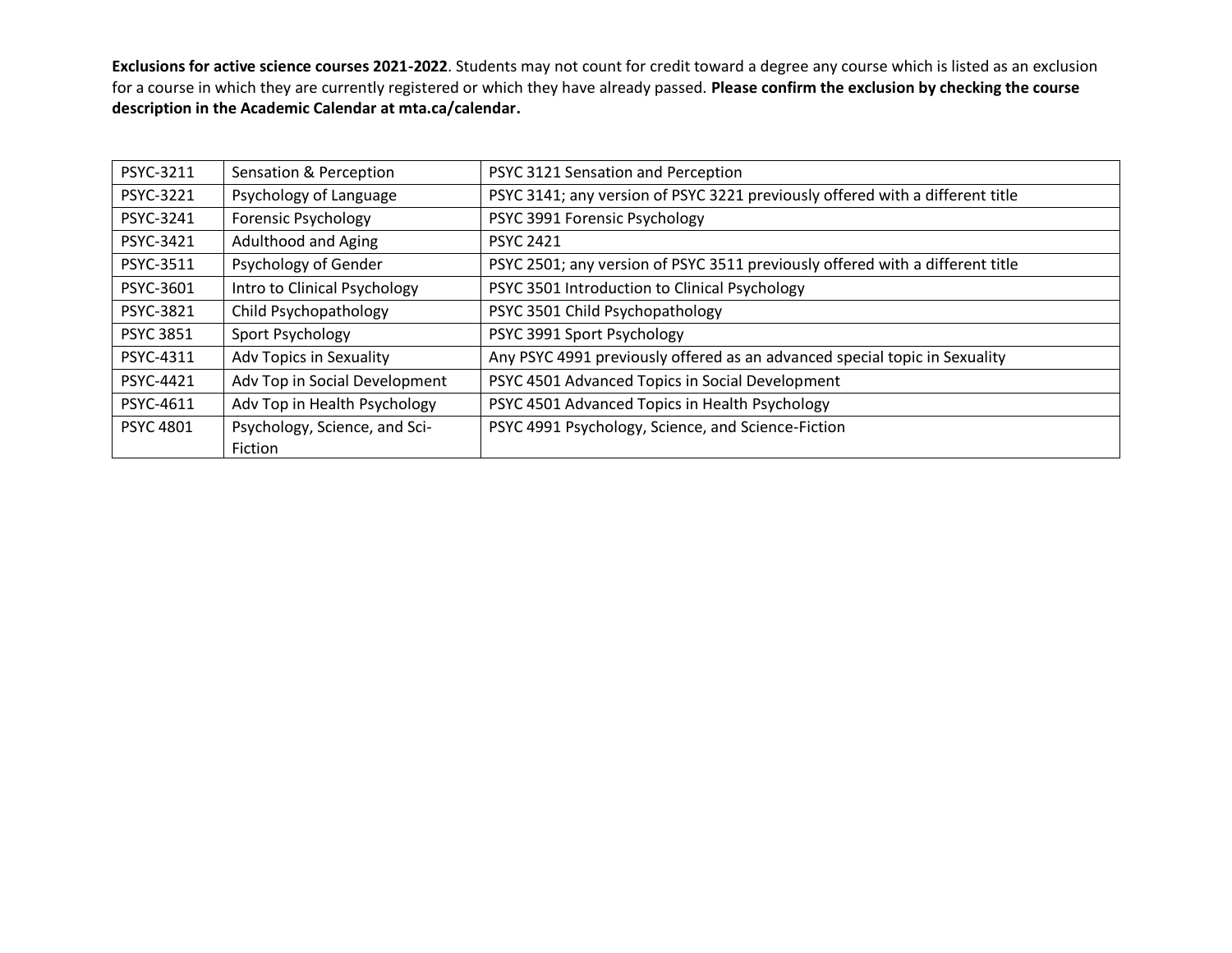**Exclusions for active science courses 2021-2022**. Students may not count for credit toward a degree any course which is listed as an exclusion for a course in which they are currently registered or which they have already passed. **Please confirm the exclusion by checking the course description in the Academic Calendar at mta.ca/calendar.**

| | | |
|---|---|---|
| PSYC-3211 | Sensation & Perception | PSYC 3121 Sensation and Perception |
| PSYC-3221 | Psychology of Language | PSYC 3141; any version of PSYC 3221 previously offered with a different title |
| PSYC-3241 | Forensic Psychology | PSYC 3991 Forensic Psychology |
| PSYC-3421 | Adulthood and Aging | PSYC 2421 |
| PSYC-3511 | Psychology of Gender | PSYC 2501; any version of PSYC 3511 previously offered with a different title |
| PSYC-3601 | Intro to Clinical Psychology | PSYC 3501 Introduction to Clinical Psychology |
| PSYC-3821 | Child Psychopathology | PSYC 3501 Child Psychopathology |
| PSYC 3851 | Sport Psychology | PSYC 3991 Sport Psychology |
| PSYC-4311 | Adv Topics in Sexuality | Any PSYC 4991 previously offered as an advanced special topic in Sexuality |
| PSYC-4421 | Adv Top in Social Development | PSYC 4501 Advanced Topics in Social Development |
| PSYC-4611 | Adv Top in Health Psychology | PSYC 4501 Advanced Topics in Health Psychology |
| PSYC 4801 | Psychology, Science, and Sci-Fiction | PSYC 4991 Psychology, Science, and Science-Fiction |